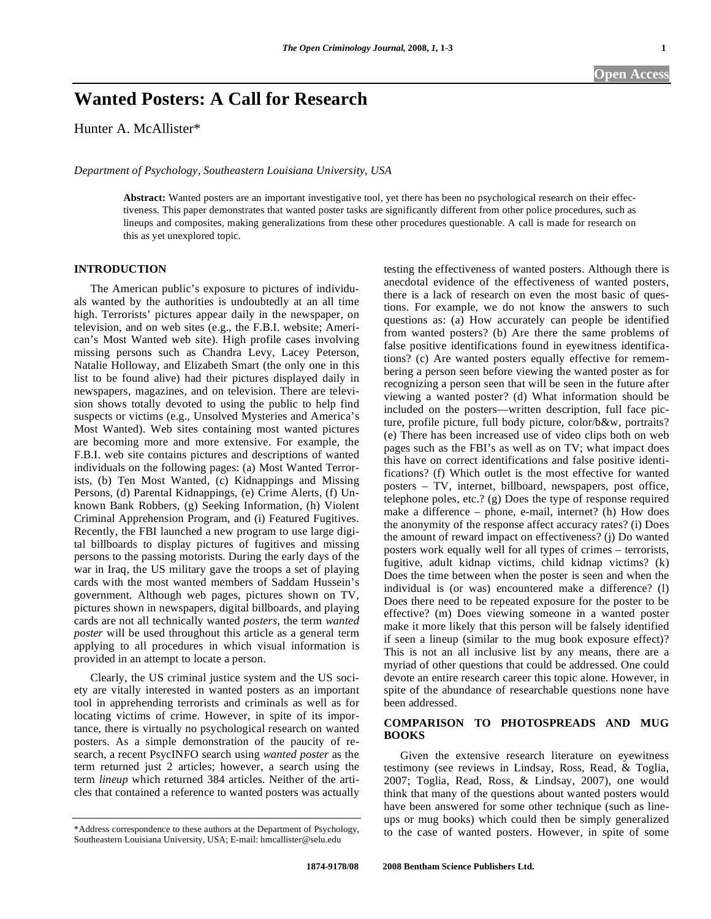# Wanted Posters: A Call for Research

Hunter A. McAllister*

*Department of Psychology, Southeastern Louisiana University, USA*

**Abstract:** Wanted posters are an important investigative tool, yet there has been no psychological research on their effectiveness. This paper demonstrates that wanted poster tasks are significantly different from other police procedures, such as lineups and composites, making generalizations from these other procedures questionable. A call is made for research on this as yet unexplored topic.

## INTRODUCTION

The American public's exposure to pictures of individuals wanted by the authorities is undoubtedly at an all time high. Terrorists' pictures appear daily in the newspaper, on television, and on web sites (e.g., the F.B.I. website; American's Most Wanted web site). High profile cases involving missing persons such as Chandra Levy, Lacey Peterson, Natalie Holloway, and Elizabeth Smart (the only one in this list to be found alive) had their pictures displayed daily in newspapers, magazines, and on television. There are television shows totally devoted to using the public to help find suspects or victims (e.g., Unsolved Mysteries and America's Most Wanted). Web sites containing most wanted pictures are becoming more and more extensive. For example, the F.B.I. web site contains pictures and descriptions of wanted individuals on the following pages: (a) Most Wanted Terrorists, (b) Ten Most Wanted, (c) Kidnappings and Missing Persons, (d) Parental Kidnappings, (e) Crime Alerts, (f) Unknown Bank Robbers, (g) Seeking Information, (h) Violent Criminal Apprehension Program, and (i) Featured Fugitives. Recently, the FBI launched a new program to use large digital billboards to display pictures of fugitives and missing persons to the passing motorists. During the early days of the war in Iraq, the US military gave the troops a set of playing cards with the most wanted members of Saddam Hussein's government. Although web pages, pictures shown on TV, pictures shown in newspapers, digital billboards, and playing cards are not all technically wanted *posters*, the term *wanted poster* will be used throughout this article as a general term applying to all procedures in which visual information is provided in an attempt to locate a person.

Clearly, the US criminal justice system and the US society are vitally interested in wanted posters as an important tool in apprehending terrorists and criminals as well as for locating victims of crime. However, in spite of its importance, there is virtually no psychological research on wanted posters. As a simple demonstration of the paucity of research, a recent PsycINFO search using *wanted poster* as the term returned just 2 articles; however, a search using the term *lineup* which returned 384 articles. Neither of the articles that contained a reference to wanted posters was actually testing the effectiveness of wanted posters. Although there is anecdotal evidence of the effectiveness of wanted posters, there is a lack of research on even the most basic of questions. For example, we do not know the answers to such questions as: (a) How accurately can people be identified from wanted posters? (b) Are there the same problems of false positive identifications found in eyewitness identifications? (c) Are wanted posters equally effective for remembering a person seen before viewing the wanted poster as for recognizing a person seen that will be seen in the future after viewing a wanted poster? (d) What information should be included on the posters—written description, full face picture, profile picture, full body picture, color/b&w, portraits? (e) There has been increased use of video clips both on web pages such as the FBI's as well as on TV; what impact does this have on correct identifications and false positive identifications? (f) Which outlet is the most effective for wanted posters – TV, internet, billboard, newspapers, post office, telephone poles, etc.? (g) Does the type of response required make a difference – phone, e-mail, internet? (h) How does the anonymity of the response affect accuracy rates? (i) Does the amount of reward impact on effectiveness? (j) Do wanted posters work equally well for all types of crimes – terrorists, fugitive, adult kidnap victims, child kidnap victims? (k) Does the time between when the poster is seen and when the individual is (or was) encountered make a difference? (l) Does there need to be repeated exposure for the poster to be effective? (m) Does viewing someone in a wanted poster make it more likely that this person will be falsely identified if seen a lineup (similar to the mug book exposure effect)? This is not an all inclusive list by any means, there are a myriad of other questions that could be addressed. One could devote an entire research career this topic alone. However, in spite of the abundance of researchable questions none have been addressed.

## COMPARISON TO PHOTOSPREADS AND MUG BOOKS

Given the extensive research literature on eyewitness testimony (see reviews in Lindsay, Ross, Read, & Toglia, 2007; Toglia, Read, Ross, & Lindsay, 2007), one would think that many of the questions about wanted posters would have been answered for some other technique (such as lineups or mug books) which could then be simply generalized to the case of wanted posters. However, in spite of some

*Address correspondence to these authors at the Department of Psychology, Southeastern Louisiana University, USA; E-mail: hmcallister@selu.edu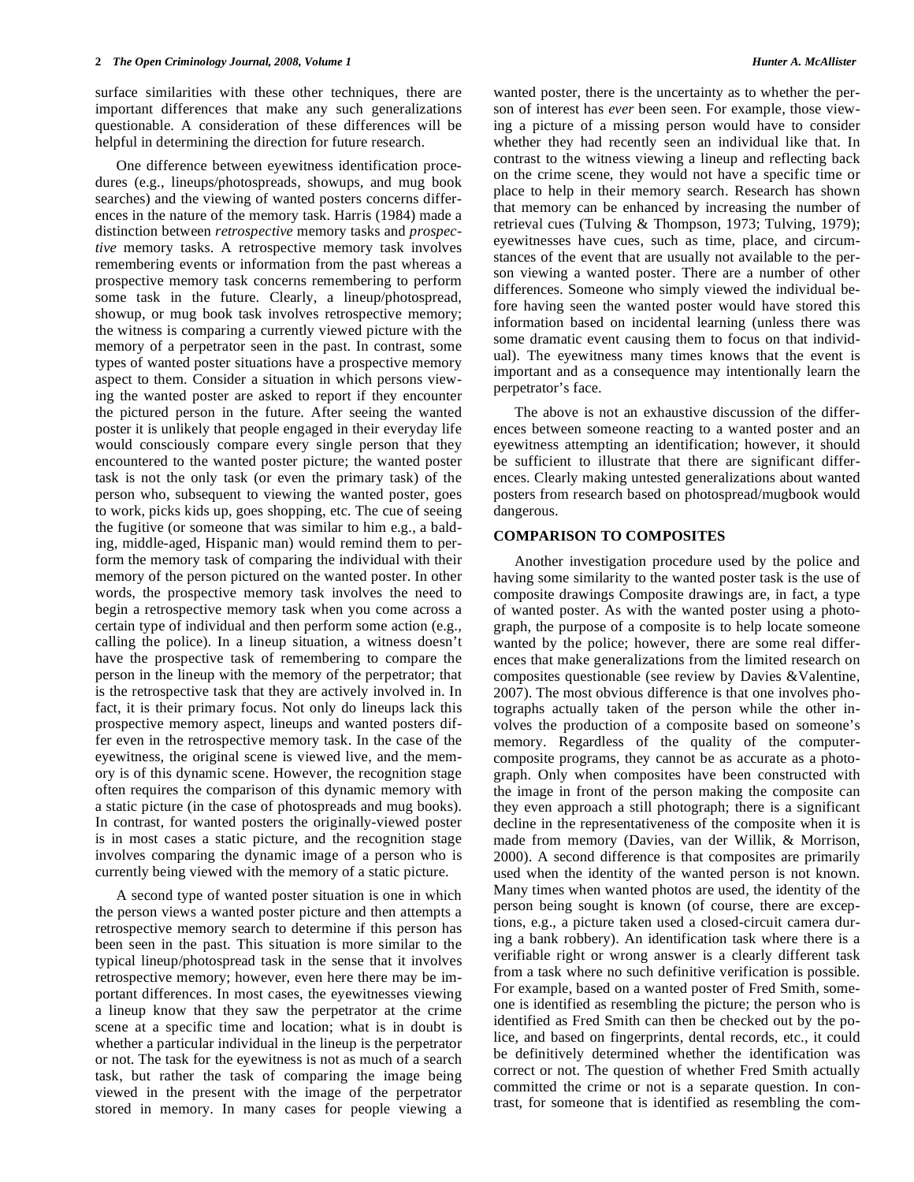surface similarities with these other techniques, there are important differences that make any such generalizations questionable. A consideration of these differences will be helpful in determining the direction for future research.

One difference between eyewitness identification procedures (e.g., lineups/photospreads, showups, and mug book searches) and the viewing of wanted posters concerns differences in the nature of the memory task. Harris (1984) made a distinction between *retrospective* memory tasks and *prospective* memory tasks. A retrospective memory task involves remembering events or information from the past whereas a prospective memory task concerns remembering to perform some task in the future. Clearly, a lineup/photospread, showup, or mug book task involves retrospective memory; the witness is comparing a currently viewed picture with the memory of a perpetrator seen in the past. In contrast, some types of wanted poster situations have a prospective memory aspect to them. Consider a situation in which persons viewing the wanted poster are asked to report if they encounter the pictured person in the future. After seeing the wanted poster it is unlikely that people engaged in their everyday life would consciously compare every single person that they encountered to the wanted poster picture; the wanted poster task is not the only task (or even the primary task) of the person who, subsequent to viewing the wanted poster, goes to work, picks kids up, goes shopping, etc. The cue of seeing the fugitive (or someone that was similar to him e.g., a balding, middle-aged, Hispanic man) would remind them to perform the memory task of comparing the individual with their memory of the person pictured on the wanted poster. In other words, the prospective memory task involves the need to begin a retrospective memory task when you come across a certain type of individual and then perform some action (e.g., calling the police). In a lineup situation, a witness doesn't have the prospective task of remembering to compare the person in the lineup with the memory of the perpetrator; that is the retrospective task that they are actively involved in. In fact, it is their primary focus. Not only do lineups lack this prospective memory aspect, lineups and wanted posters differ even in the retrospective memory task. In the case of the eyewitness, the original scene is viewed live, and the memory is of this dynamic scene. However, the recognition stage often requires the comparison of this dynamic memory with a static picture (in the case of photospreads and mug books). In contrast, for wanted posters the originally-viewed poster is in most cases a static picture, and the recognition stage involves comparing the dynamic image of a person who is currently being viewed with the memory of a static picture.

A second type of wanted poster situation is one in which the person views a wanted poster picture and then attempts a retrospective memory search to determine if this person has been seen in the past. This situation is more similar to the typical lineup/photospread task in the sense that it involves retrospective memory; however, even here there may be important differences. In most cases, the eyewitnesses viewing a lineup know that they saw the perpetrator at the crime scene at a specific time and location; what is in doubt is whether a particular individual in the lineup is the perpetrator or not. The task for the eyewitness is not as much of a search task, but rather the task of comparing the image being viewed in the present with the image of the perpetrator stored in memory. In many cases for people viewing a wanted poster, there is the uncertainty as to whether the person of interest has *ever* been seen. For example, those viewing a picture of a missing person would have to consider whether they had recently seen an individual like that. In contrast to the witness viewing a lineup and reflecting back on the crime scene, they would not have a specific time or place to help in their memory search. Research has shown that memory can be enhanced by increasing the number of retrieval cues (Tulving & Thompson, 1973; Tulving, 1979); eyewitnesses have cues, such as time, place, and circumstances of the event that are usually not available to the person viewing a wanted poster. There are a number of other differences. Someone who simply viewed the individual before having seen the wanted poster would have stored this information based on incidental learning (unless there was some dramatic event causing them to focus on that individual). The eyewitness many times knows that the event is important and as a consequence may intentionally learn the perpetrator's face.

The above is not an exhaustive discussion of the differences between someone reacting to a wanted poster and an eyewitness attempting an identification; however, it should be sufficient to illustrate that there are significant differences. Clearly making untested generalizations about wanted posters from research based on photospread/mugbook would dangerous.

## COMPARISON TO COMPOSITES

Another investigation procedure used by the police and having some similarity to the wanted poster task is the use of composite drawings Composite drawings are, in fact, a type of wanted poster. As with the wanted poster using a photograph, the purpose of a composite is to help locate someone wanted by the police; however, there are some real differences that make generalizations from the limited research on composites questionable (see review by Davies &Valentine, 2007). The most obvious difference is that one involves photographs actually taken of the person while the other involves the production of a composite based on someone's memory. Regardless of the quality of the computer-composite programs, they cannot be as accurate as a photograph. Only when composites have been constructed with the image in front of the person making the composite can they even approach a still photograph; there is a significant decline in the representativeness of the composite when it is made from memory (Davies, van der Willik, & Morrison, 2000). A second difference is that composites are primarily used when the identity of the wanted person is not known. Many times when wanted photos are used, the identity of the person being sought is known (of course, there are exceptions, e.g., a picture taken used a closed-circuit camera during a bank robbery). An identification task where there is a verifiable right or wrong answer is a clearly different task from a task where no such definitive verification is possible. For example, based on a wanted poster of Fred Smith, someone is identified as resembling the picture; the person who is identified as Fred Smith can then be checked out by the police, and based on fingerprints, dental records, etc., it could be definitively determined whether the identification was correct or not. The question of whether Fred Smith actually committed the crime or not is a separate question. In contrast, for someone that is identified as resembling the com-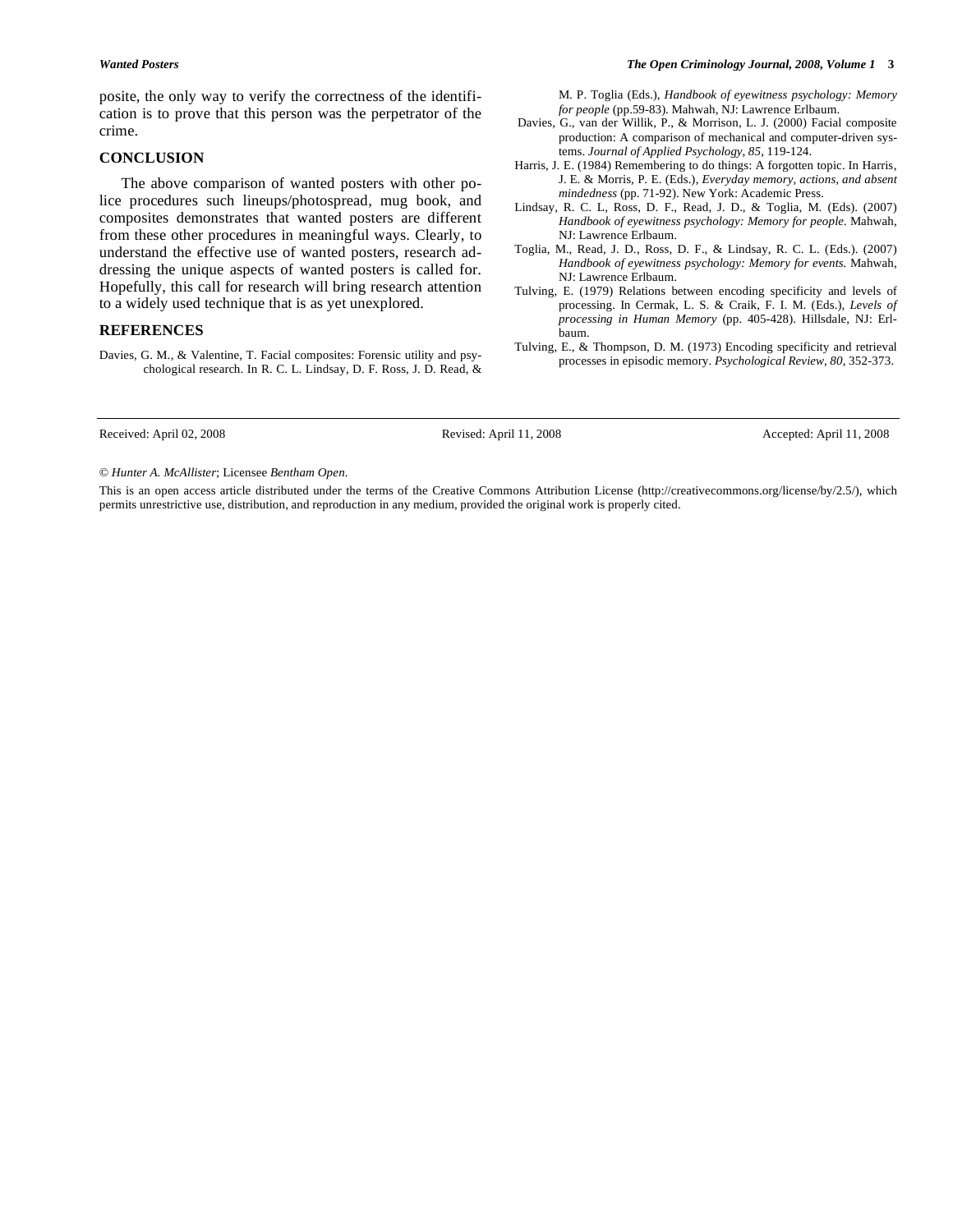posite, the only way to verify the correctness of the identification is to prove that this person was the perpetrator of the crime.

## CONCLUSION

The above comparison of wanted posters with other police procedures such lineups/photospread, mug book, and composites demonstrates that wanted posters are different from these other procedures in meaningful ways. Clearly, to understand the effective use of wanted posters, research addressing the unique aspects of wanted posters is called for. Hopefully, this call for research will bring research attention to a widely used technique that is as yet unexplored.

## REFERENCES

Davies, G. M., & Valentine, T. Facial composites: Forensic utility and psychological research. In R. C. L. Lindsay, D. F. Ross, J. D. Read, & M. P. Toglia (Eds.), *Handbook of eyewitness psychology: Memory for people* (pp.59-83). Mahwah, NJ: Lawrence Erlbaum.

Davies, G., van der Willik, P., & Morrison, L. J. (2000) Facial composite production: A comparison of mechanical and computer-driven systems. *Journal of Applied Psychology, 85*, 119-124.

Harris, J. E. (1984) Remembering to do things: A forgotten topic. In Harris, J. E. & Morris, P. E. (Eds.), *Everyday memory, actions, and absent mindedness* (pp. 71-92). New York: Academic Press.

Lindsay, R. C. L, Ross, D. F., Read, J. D., & Toglia, M. (Eds) (2007) *Handbook of eyewitness psychology: Memory for people*. Mahwah, NJ: Lawrence Erlbaum.

Toglia, M., Read, J. D., Ross, D. F., & Lindsay, R. C. L. (Eds.). (2007) *Handbook of eyewitness psychology: Memory for events.* Mahwah, NJ: Lawrence Erlbaum.

Tulving, E. (1979) Relations between encoding specificity and levels of processing. In Cermak, L. S. & Craik, F. I. M. (Eds.), *Levels of processing in Human Memory* (pp. 405-428). Hillsdale, NJ: Erlbaum.

Tulving, E., & Thompson, D. M. (1973) Encoding specificity and retrieval processes in episodic memory. *Psychological Review, 80*, 352-373.

---

Received: April 02, 2008 Revised: April 11, 2008 Accepted: April 11, 2008

© *Hunter A. McAllister*; Licensee *Bentham Open*.

This is an open access article distributed under the terms of the Creative Commons Attribution License (http://creativecommons.org/license/by/2.5/), which permits unrestrictive use, distribution, and reproduction in any medium, provided the original work is properly cited.